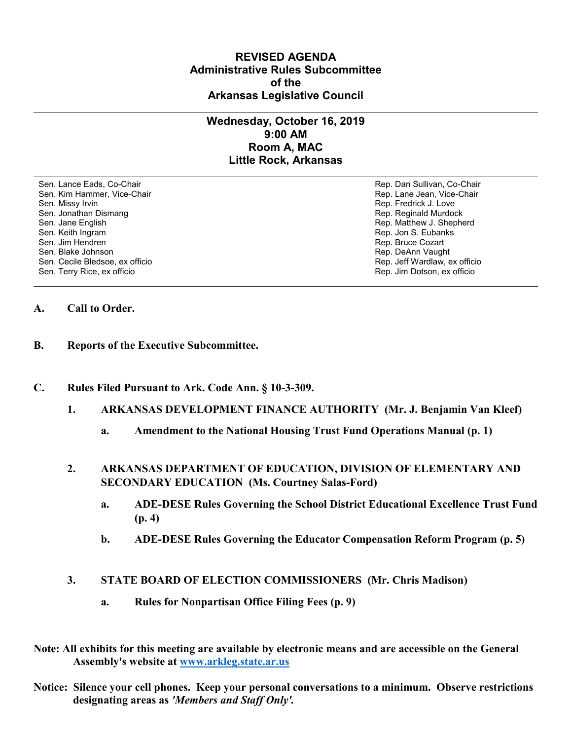# REVISED AGENDA
## Administrative Rules Subcommittee
## of the
## Arkansas Legislative Council

---

### Wednesday, October 16, 2019
### 9:00 AM
### Room A, MAC
### Little Rock, Arkansas

---

| | |
|---|---|
| Sen. Lance Eads, Co-Chair | Rep. Dan Sullivan, Co-Chair |
| Sen. Kim Hammer, Vice-Chair | Rep. Lane Jean, Vice-Chair |
| Sen. Missy Irvin | Rep. Fredrick J. Love |
| Sen. Jonathan Dismang | Rep. Reginald Murdock |
| Sen. Jane English | Rep. Matthew J. Shepherd |
| Sen. Keith Ingram | Rep. Jon S. Eubanks |
| Sen. Jim Hendren | Rep. Bruce Cozart |
| Sen. Blake Johnson | Rep. DeAnn Vaught |
| Sen. Cecile Bledsoe, ex officio | Rep. Jeff Wardlaw, ex officio |
| Sen. Terry Rice, ex officio | Rep. Jim Dotson, ex officio |

---

**A. Call to Order.**

**B. Reports of the Executive Subcommittee.**

**C. Rules Filed Pursuant to Ark. Code Ann. § 10-3-309.**

1. **ARKANSAS DEVELOPMENT FINANCE AUTHORITY (Mr. J. Benjamin Van Kleef)**

   a. **Amendment to the National Housing Trust Fund Operations Manual (p. 1)**

2. **ARKANSAS DEPARTMENT OF EDUCATION, DIVISION OF ELEMENTARY AND SECONDARY EDUCATION (Ms. Courtney Salas-Ford)**

   a. **ADE-DESE Rules Governing the School District Educational Excellence Trust Fund (p. 4)**

   b. **ADE-DESE Rules Governing the Educator Compensation Reform Program (p. 5)**

3. **STATE BOARD OF ELECTION COMMISSIONERS (Mr. Chris Madison)**

   a. **Rules for Nonpartisan Office Filing Fees (p. 9)**

**Note: All exhibits for this meeting are available by electronic means and are accessible on the General Assembly's website at [www.arkleg.state.ar.us](http://www.arkleg.state.ar.us)**

**Notice: Silence your cell phones. Keep your personal conversations to a minimum. Observe restrictions designating areas as *'Members and Staff Only'*.**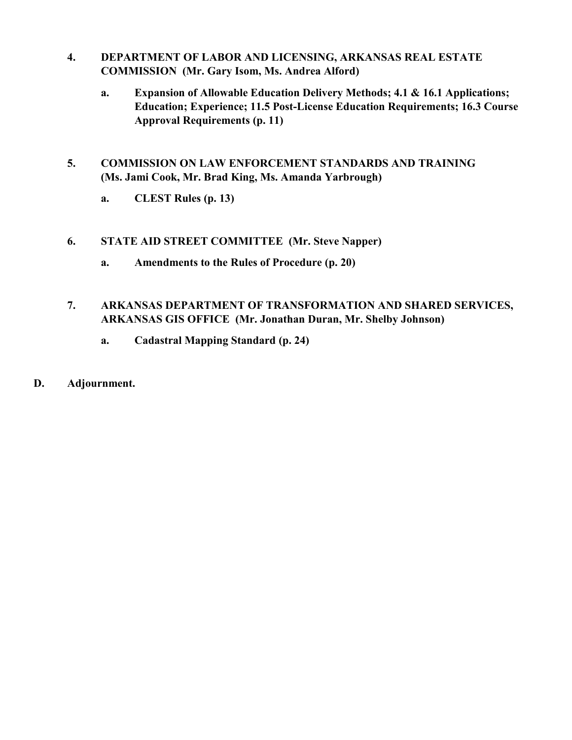**4. DEPARTMENT OF LABOR AND LICENSING, ARKANSAS REAL ESTATE COMMISSION (Mr. Gary Isom, Ms. Andrea Alford)**

**a. Expansion of Allowable Education Delivery Methods; 4.1 & 16.1 Applications; Education; Experience; 11.5 Post-License Education Requirements; 16.3 Course Approval Requirements (p. 11)**

**5. COMMISSION ON LAW ENFORCEMENT STANDARDS AND TRAINING (Ms. Jami Cook, Mr. Brad King, Ms. Amanda Yarbrough)**

**a. CLEST Rules (p. 13)**

**6. STATE AID STREET COMMITTEE (Mr. Steve Napper)**

**a. Amendments to the Rules of Procedure (p. 20)**

**7. ARKANSAS DEPARTMENT OF TRANSFORMATION AND SHARED SERVICES, ARKANSAS GIS OFFICE (Mr. Jonathan Duran, Mr. Shelby Johnson)**

**a. Cadastral Mapping Standard (p. 24)**

**D. Adjournment.**